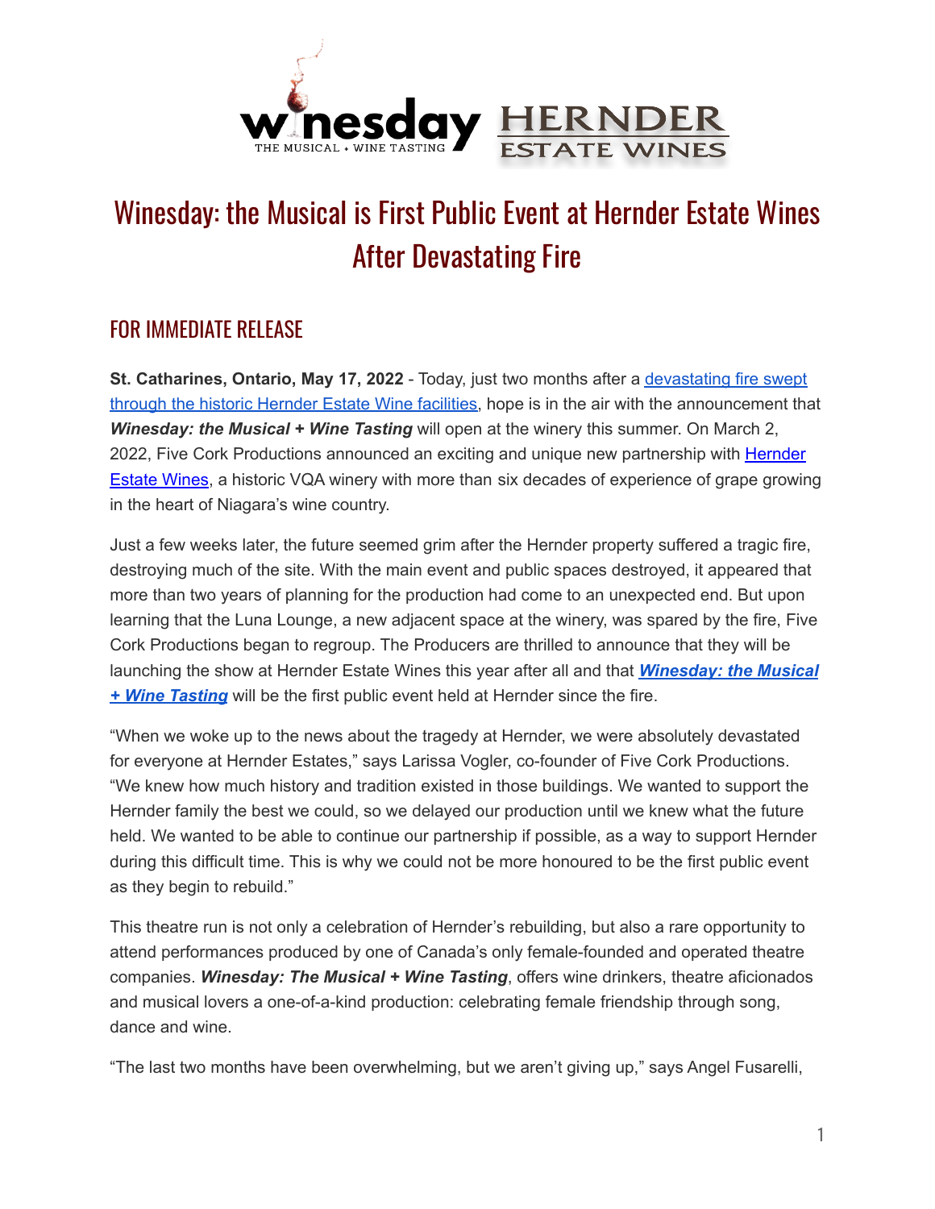# Winesday: the Musical is First Public Event at Hernder Estate Wines After Devastating Fire

## FOR IMMEDIATE RELEASE

**St. Catharines, Ontario, May 17, 2022** - Today, just two months after a devastating fire swept through the historic Hernder Estate Wine facilities, hope is in the air with the announcement that ***Winesday: the Musical + Wine Tasting*** will open at the winery this summer. On March 2, 2022, Five Cork Productions announced an exciting and unique new partnership with Hernder Estate Wines, a historic VQA winery with more than six decades of experience of grape growing in the heart of Niagara's wine country.

Just a few weeks later, the future seemed grim after the Hernder property suffered a tragic fire, destroying much of the site. With the main event and public spaces destroyed, it appeared that more than two years of planning for the production had come to an unexpected end. But upon learning that the Luna Lounge, a new adjacent space at the winery, was spared by the fire, Five Cork Productions began to regroup. The Producers are thrilled to announce that they will be launching the show at Hernder Estate Wines this year after all and that ***Winesday: the Musical + Wine Tasting*** will be the first public event held at Hernder since the fire.

"When we woke up to the news about the tragedy at Hernder, we were absolutely devastated for everyone at Hernder Estates," says Larissa Vogler, co-founder of Five Cork Productions. "We knew how much history and tradition existed in those buildings. We wanted to support the Hernder family the best we could, so we delayed our production until we knew what the future held. We wanted to be able to continue our partnership if possible, as a way to support Hernder during this difficult time. This is why we could not be more honoured to be the first public event as they begin to rebuild."

This theatre run is not only a celebration of Hernder's rebuilding, but also a rare opportunity to attend performances produced by one of Canada's only female-founded and operated theatre companies. ***Winesday: The Musical + Wine Tasting***, offers wine drinkers, theatre aficionados and musical lovers a one-of-a-kind production: celebrating female friendship through song, dance and wine.

"The last two months have been overwhelming, but we aren't giving up," says Angel Fusarelli,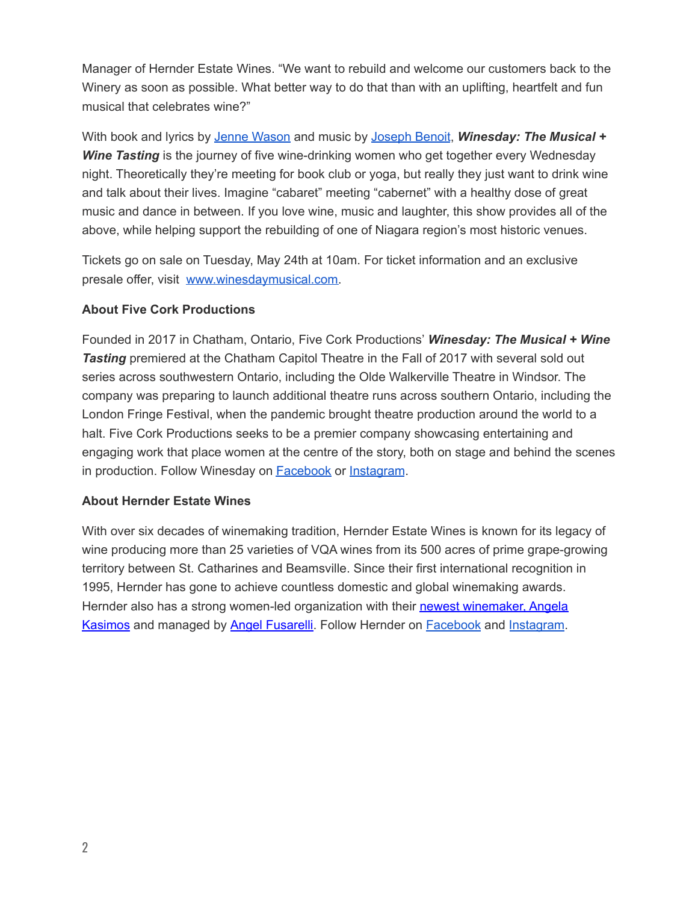Manager of Hernder Estate Wines. “We want to rebuild and welcome our customers back to the Winery as soon as possible. What better way to do that than with an uplifting, heartfelt and fun musical that celebrates wine?”

With book and lyrics by Jenne Wason and music by Joseph Benoit, ***Winesday: The Musical + Wine Tasting*** is the journey of five wine-drinking women who get together every Wednesday night. Theoretically they’re meeting for book club or yoga, but really they just want to drink wine and talk about their lives. Imagine “cabaret” meeting “cabernet” with a healthy dose of great music and dance in between. If you love wine, music and laughter, this show provides all of the above, while helping support the rebuilding of one of Niagara region’s most historic venues.

Tickets go on sale on Tuesday, May 24th at 10am. For ticket information and an exclusive presale offer, visit www.winesdaymusical.com.

**About Five Cork Productions**

Founded in 2017 in Chatham, Ontario, Five Cork Productions’ ***Winesday: The Musical + Wine Tasting*** premiered at the Chatham Capitol Theatre in the Fall of 2017 with several sold out series across southwestern Ontario, including the Olde Walkerville Theatre in Windsor. The company was preparing to launch additional theatre runs across southern Ontario, including the London Fringe Festival, when the pandemic brought theatre production around the world to a halt. Five Cork Productions seeks to be a premier company showcasing entertaining and engaging work that place women at the centre of the story, both on stage and behind the scenes in production. Follow Winesday on Facebook or Instagram.

**About Hernder Estate Wines**

With over six decades of winemaking tradition, Hernder Estate Wines is known for its legacy of wine producing more than 25 varieties of VQA wines from its 500 acres of prime grape-growing territory between St. Catharines and Beamsville. Since their first international recognition in 1995, Hernder has gone to achieve countless domestic and global winemaking awards. Hernder also has a strong women-led organization with their newest winemaker, Angela Kasimos and managed by Angel Fusarelli. Follow Hernder on Facebook and Instagram.